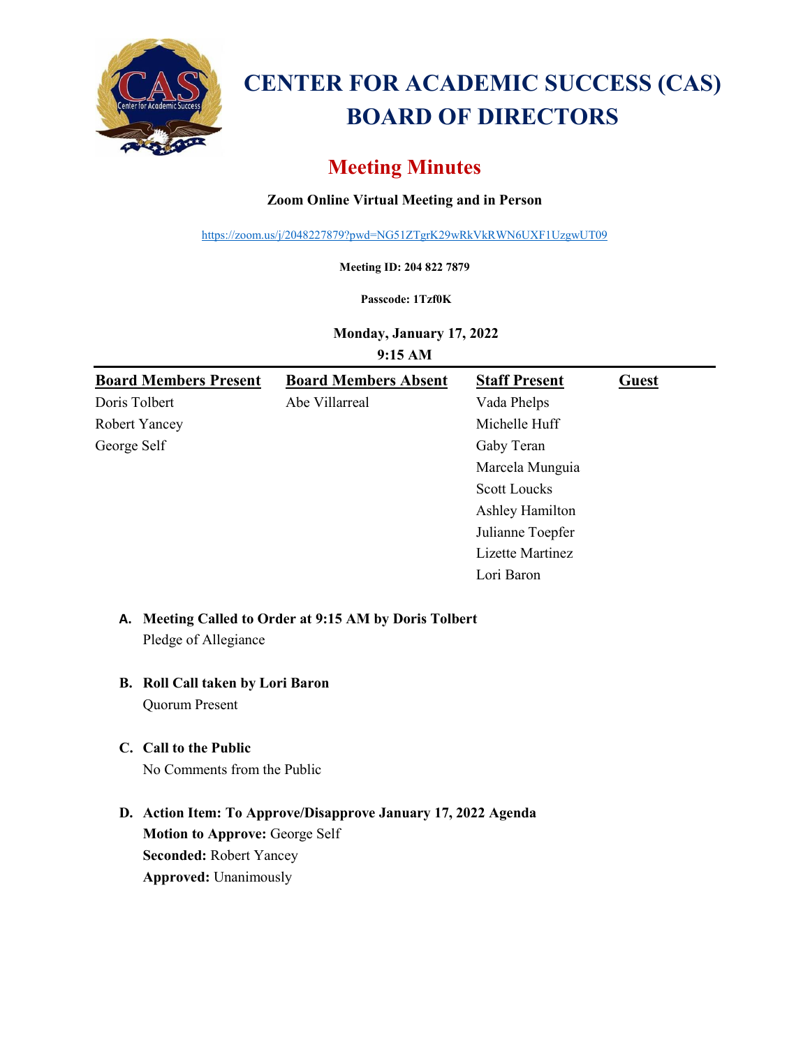# CENTER FOR ACADEMIC SUCCESS (CAS) BOARD OF DIRECTORS

## Meeting Minutes

**Zoom Online Virtual Meeting and in Person**

https://zoom.us/j/2048227879?pwd=NG51ZTgrK29wRkVkRWN6UXF1UzgwUT09

**Meeting ID: 204 822 7879**

**Passcode: 1Tzf0K**

**Monday, January 17, 2022**
**9:15 AM**

| Board Members Present | Board Members Absent | Staff Present | Guest |
|---|---|---|---|
| Doris Tolbert | Abe Villarreal | Vada Phelps | |
| Robert Yancey | | Michelle Huff | |
| George Self | | Gaby Teran | |
| | | Marcela Munguia | |
| | | Scott Loucks | |
| | | Ashley Hamilton | |
| | | Julianne Toepfer | |
| | | Lizette Martinez | |
| | | Lori Baron | |

A. **Meeting Called to Order at 9:15 AM by Doris Tolbert**
Pledge of Allegiance

B. **Roll Call taken by Lori Baron**
Quorum Present

C. **Call to the Public**
No Comments from the Public

D. **Action Item: To Approve/Disapprove January 17, 2022 Agenda**
**Motion to Approve:** George Self
**Seconded:** Robert Yancey
**Approved:** Unanimously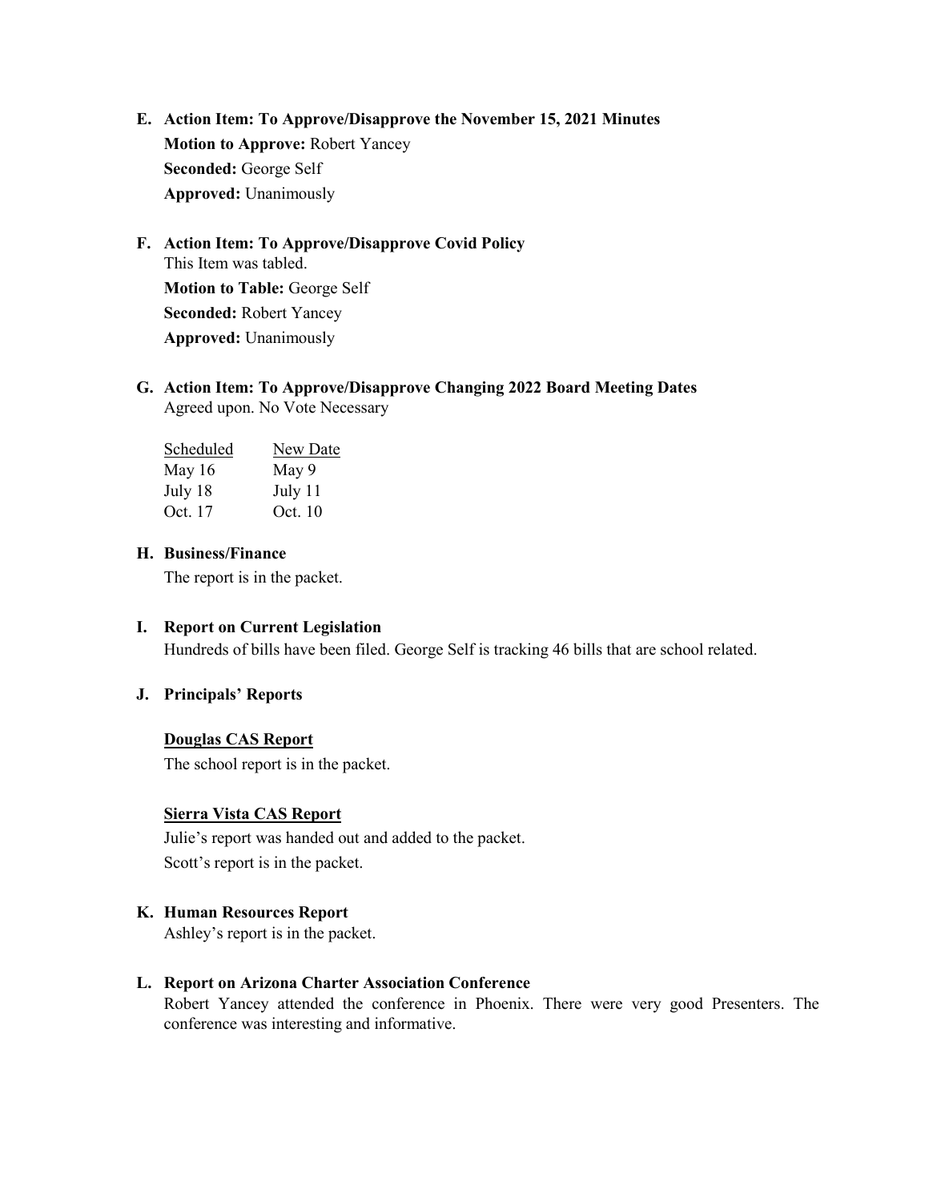**E. Action Item: To Approve/Disapprove the November 15, 2021 Minutes**

**Motion to Approve:** Robert Yancey

**Seconded:** George Self

**Approved:** Unanimously

**F. Action Item: To Approve/Disapprove Covid Policy**

This Item was tabled.

**Motion to Table:** George Self

**Seconded:** Robert Yancey

**Approved:** Unanimously

**G. Action Item: To Approve/Disapprove Changing 2022 Board Meeting Dates**

Agreed upon. No Vote Necessary

| Scheduled | New Date |
|---|---|
| May 16 | May 9 |
| July 18 | July 11 |
| Oct. 17 | Oct. 10 |

**H. Business/Finance**

The report is in the packet.

**I. Report on Current Legislation**

Hundreds of bills have been filed. George Self is tracking 46 bills that are school related.

**J. Principals' Reports**

**Douglas CAS Report**

The school report is in the packet.

**Sierra Vista CAS Report**

Julie's report was handed out and added to the packet.

Scott's report is in the packet.

**K. Human Resources Report**

Ashley's report is in the packet.

**L. Report on Arizona Charter Association Conference**

Robert Yancey attended the conference in Phoenix. There were very good Presenters. The conference was interesting and informative.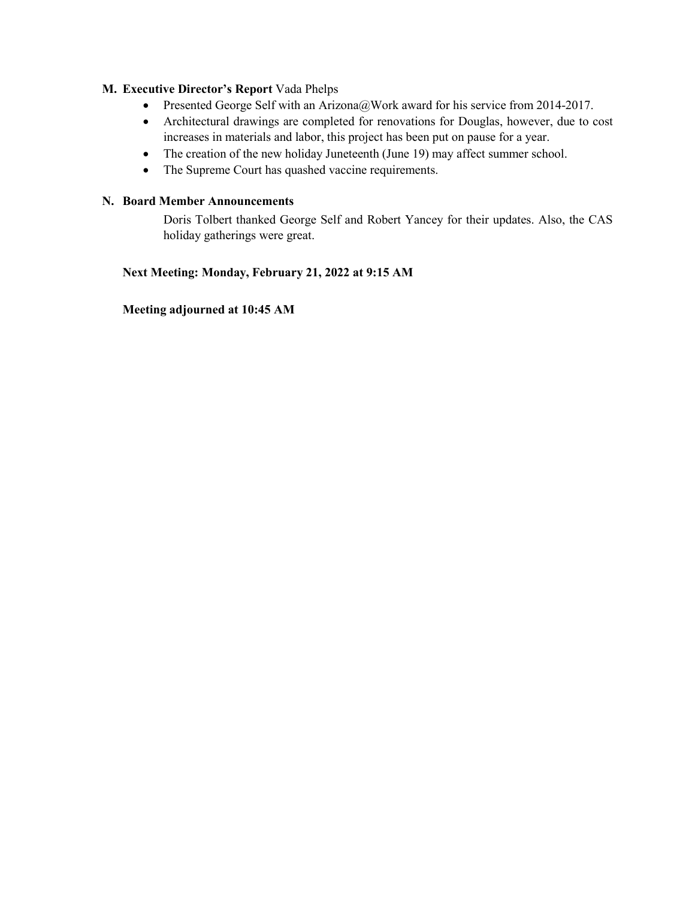**M. Executive Director's Report** Vada Phelps

- Presented George Self with an Arizona@Work award for his service from 2014-2017.
- Architectural drawings are completed for renovations for Douglas, however, due to cost increases in materials and labor, this project has been put on pause for a year.
- The creation of the new holiday Juneteenth (June 19) may affect summer school.
- The Supreme Court has quashed vaccine requirements.

**N. Board Member Announcements**

Doris Tolbert thanked George Self and Robert Yancey for their updates. Also, the CAS holiday gatherings were great.

**Next Meeting: Monday, February 21, 2022 at 9:15 AM**

**Meeting adjourned at 10:45 AM**